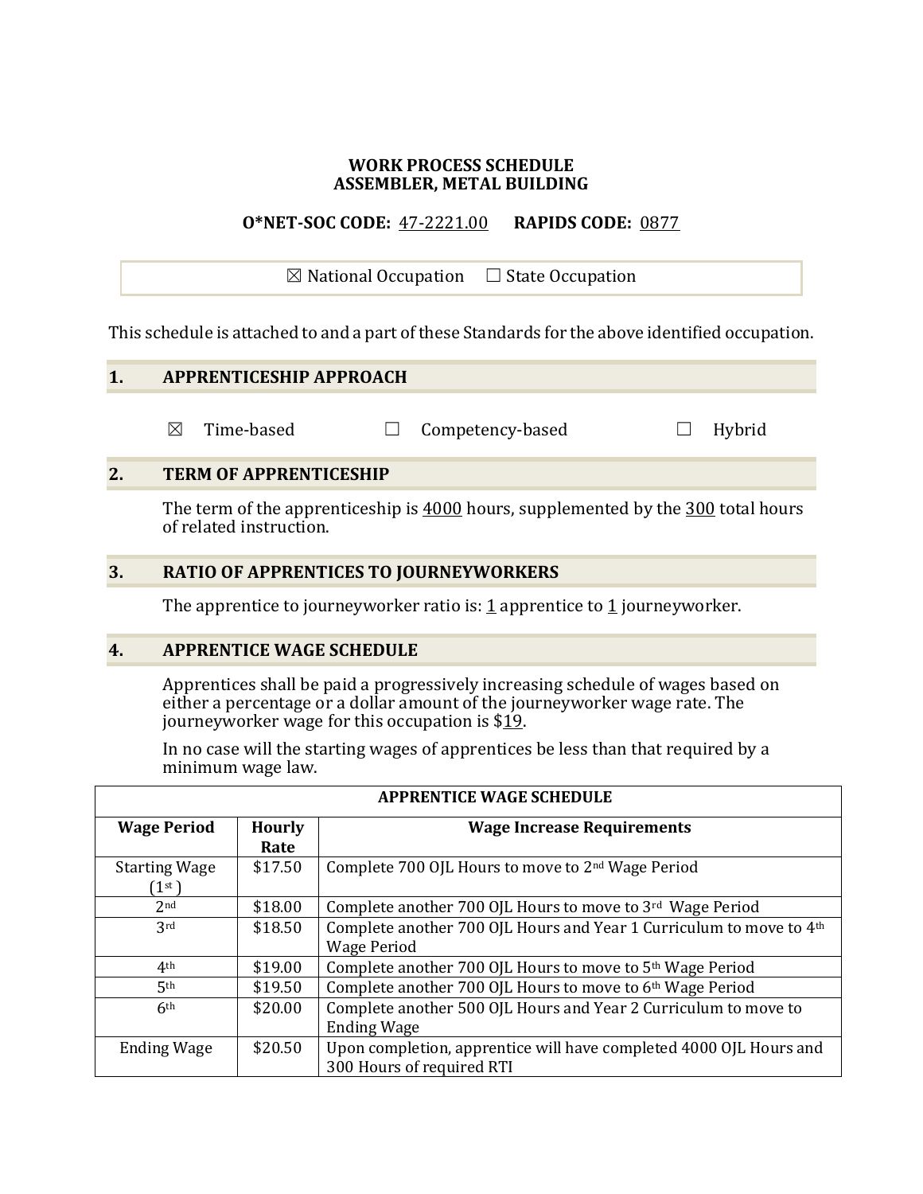# WORK PROCESS SCHEDULE
# ASSEMBLER, METAL BUILDING

**O*NET-SOC CODE:** 47-2221.00 **RAPIDS CODE:** 0877

☒ National Occupation ☐ State Occupation

This schedule is attached to and a part of these Standards for the above identified occupation.

## 1. APPRENTICESHIP APPROACH

☒ Time-based ☐ Competency-based ☐ Hybrid

## 2. TERM OF APPRENTICESHIP

The term of the apprenticeship is 4000 hours, supplemented by the 300 total hours of related instruction.

## 3. RATIO OF APPRENTICES TO JOURNEYWORKERS

The apprentice to journeyworker ratio is: 1 apprentice to 1 journeyworker.

## 4. APPRENTICE WAGE SCHEDULE

Apprentices shall be paid a progressively increasing schedule of wages based on either a percentage or a dollar amount of the journeyworker wage rate. The journeyworker wage for this occupation is $19.

In no case will the starting wages of apprentices be less than that required by a minimum wage law.

| APPRENTICE WAGE SCHEDULE | | |
|---|---|---|
| **Wage Period** | **Hourly Rate** | **Wage Increase Requirements** |
| Starting Wage (1st) | $17.50 | Complete 700 OJL Hours to move to 2nd Wage Period |
| 2nd | $18.00 | Complete another 700 OJL Hours to move to 3rd Wage Period |
| 3rd | $18.50 | Complete another 700 OJL Hours and Year 1 Curriculum to move to 4th Wage Period |
| 4th | $19.00 | Complete another 700 OJL Hours to move to 5th Wage Period |
| 5th | $19.50 | Complete another 700 OJL Hours to move to 6th Wage Period |
| 6th | $20.00 | Complete another 500 OJL Hours and Year 2 Curriculum to move to Ending Wage |
| Ending Wage | $20.50 | Upon completion, apprentice will have completed 4000 OJL Hours and 300 Hours of required RTI |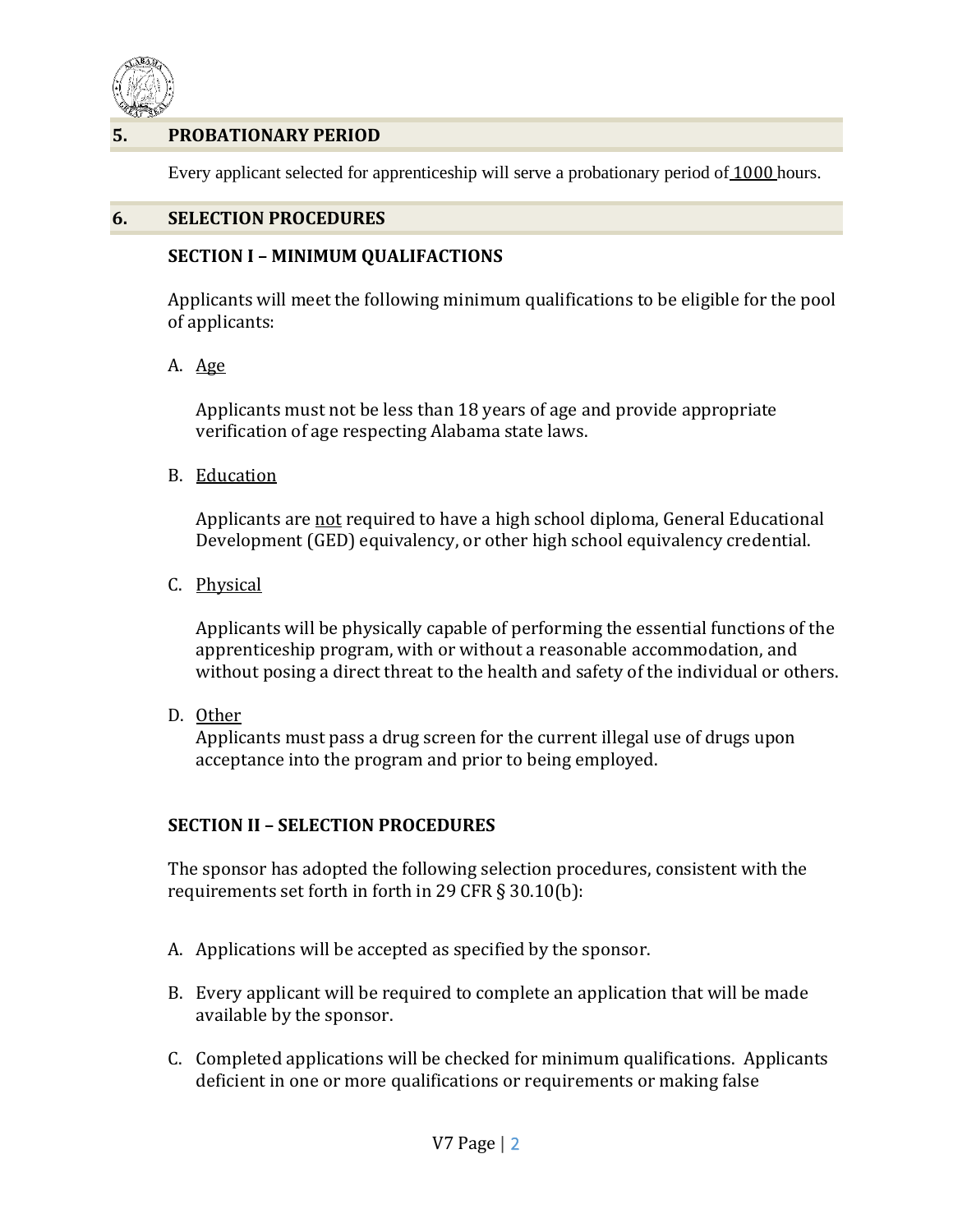## 5. PROBATIONARY PERIOD

Every applicant selected for apprenticeship will serve a probationary period of 1000 hours.

## 6. SELECTION PROCEDURES

### SECTION I – MINIMUM QUALIFACTIONS

Applicants will meet the following minimum qualifications to be eligible for the pool of applicants:

A. Age

Applicants must not be less than 18 years of age and provide appropriate verification of age respecting Alabama state laws.

B. Education

Applicants are not required to have a high school diploma, General Educational Development (GED) equivalency, or other high school equivalency credential.

C. Physical

Applicants will be physically capable of performing the essential functions of the apprenticeship program, with or without a reasonable accommodation, and without posing a direct threat to the health and safety of the individual or others.

D. Other

Applicants must pass a drug screen for the current illegal use of drugs upon acceptance into the program and prior to being employed.

### SECTION II – SELECTION PROCEDURES

The sponsor has adopted the following selection procedures, consistent with the requirements set forth in forth in 29 CFR § 30.10(b):

A. Applications will be accepted as specified by the sponsor.

B. Every applicant will be required to complete an application that will be made available by the sponsor.

C. Completed applications will be checked for minimum qualifications. Applicants deficient in one or more qualifications or requirements or making false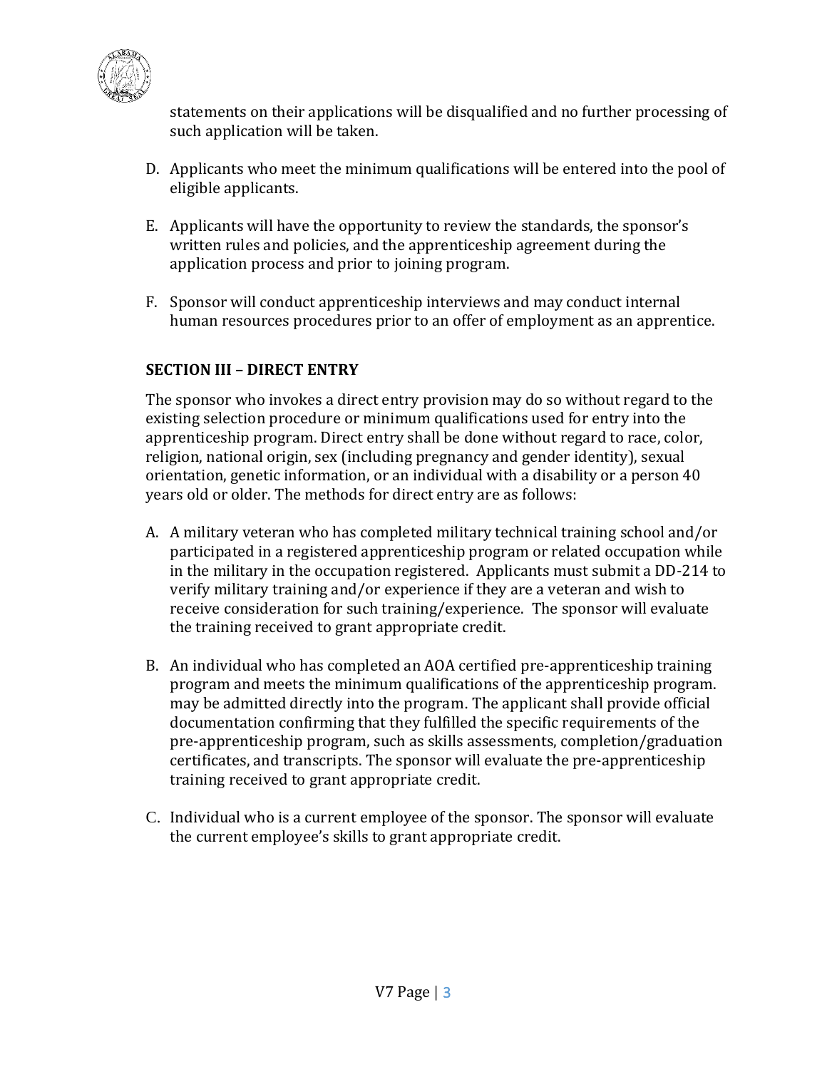statements on their applications will be disqualified and no further processing of such application will be taken.

D. Applicants who meet the minimum qualifications will be entered into the pool of eligible applicants.

E. Applicants will have the opportunity to review the standards, the sponsor's written rules and policies, and the apprenticeship agreement during the application process and prior to joining program.

F. Sponsor will conduct apprenticeship interviews and may conduct internal human resources procedures prior to an offer of employment as an apprentice.

**SECTION III – DIRECT ENTRY**

The sponsor who invokes a direct entry provision may do so without regard to the existing selection procedure or minimum qualifications used for entry into the apprenticeship program. Direct entry shall be done without regard to race, color, religion, national origin, sex (including pregnancy and gender identity), sexual orientation, genetic information, or an individual with a disability or a person 40 years old or older. The methods for direct entry are as follows:

A. A military veteran who has completed military technical training school and/or participated in a registered apprenticeship program or related occupation while in the military in the occupation registered. Applicants must submit a DD-214 to verify military training and/or experience if they are a veteran and wish to receive consideration for such training/experience. The sponsor will evaluate the training received to grant appropriate credit.

B. An individual who has completed an AOA certified pre-apprenticeship training program and meets the minimum qualifications of the apprenticeship program. may be admitted directly into the program. The applicant shall provide official documentation confirming that they fulfilled the specific requirements of the pre-apprenticeship program, such as skills assessments, completion/graduation certificates, and transcripts. The sponsor will evaluate the pre-apprenticeship training received to grant appropriate credit.

C. Individual who is a current employee of the sponsor. The sponsor will evaluate the current employee's skills to grant appropriate credit.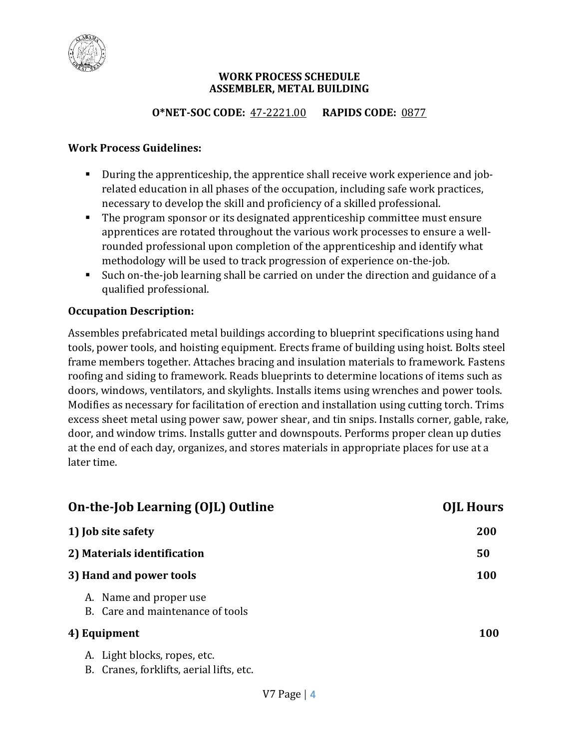# WORK PROCESS SCHEDULE
# ASSEMBLER, METAL BUILDING

**O*NET-SOC CODE:** 47-2221.00 **RAPIDS CODE:** 0877

**Work Process Guidelines:**

- During the apprenticeship, the apprentice shall receive work experience and job-related education in all phases of the occupation, including safe work practices, necessary to develop the skill and proficiency of a skilled professional.
- The program sponsor or its designated apprenticeship committee must ensure apprentices are rotated throughout the various work processes to ensure a well-rounded professional upon completion of the apprenticeship and identify what methodology will be used to track progression of experience on-the-job.
- Such on-the-job learning shall be carried on under the direction and guidance of a qualified professional.

**Occupation Description:**

Assembles prefabricated metal buildings according to blueprint specifications using hand tools, power tools, and hoisting equipment. Erects frame of building using hoist. Bolts steel frame members together. Attaches bracing and insulation materials to framework. Fastens roofing and siding to framework. Reads blueprints to determine locations of items such as doors, windows, ventilators, and skylights. Installs items using wrenches and power tools. Modifies as necessary for facilitation of erection and installation using cutting torch. Trims excess sheet metal using power saw, power shear, and tin snips. Installs corner, gable, rake, door, and window trims. Installs gutter and downspouts. Performs proper clean up duties at the end of each day, organizes, and stores materials in appropriate places for use at a later time.

## On-the-Job Learning (OJL) Outline — OJL Hours

**1) Job site safety** — **200**

**2) Materials identification** — **50**

**3) Hand and power tools** — **100**

A. Name and proper use
B. Care and maintenance of tools

**4) Equipment** — **100**

A. Light blocks, ropes, etc.
B. Cranes, forklifts, aerial lifts, etc.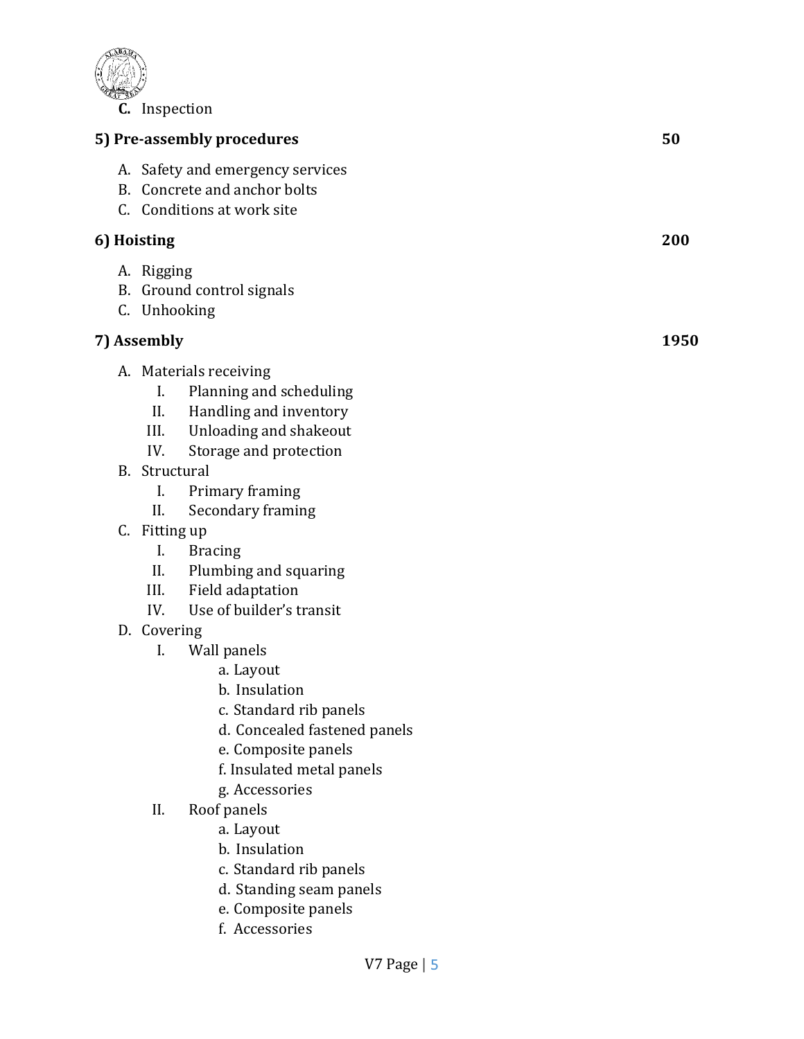**C.** Inspection

| **5) Pre-assembly procedures** | **50** |
|---|---|

A. Safety and emergency services
B. Concrete and anchor bolts
C. Conditions at work site

| **6) Hoisting** | **200** |
|---|---|

A. Rigging
B. Ground control signals
C. Unhooking

| **7) Assembly** | **1950** |
|---|---|

A. Materials receiving
   - I. Planning and scheduling
   - II. Handling and inventory
   - III. Unloading and shakeout
   - IV. Storage and protection

B. Structural
   - I. Primary framing
   - II. Secondary framing

C. Fitting up
   - I. Bracing
   - II. Plumbing and squaring
   - III. Field adaptation
   - IV. Use of builder's transit

D. Covering
   - I. Wall panels
     - a. Layout
     - b. Insulation
     - c. Standard rib panels
     - d. Concealed fastened panels
     - e. Composite panels
     - f. Insulated metal panels
     - g. Accessories
   - II. Roof panels
     - a. Layout
     - b. Insulation
     - c. Standard rib panels
     - d. Standing seam panels
     - e. Composite panels
     - f. Accessories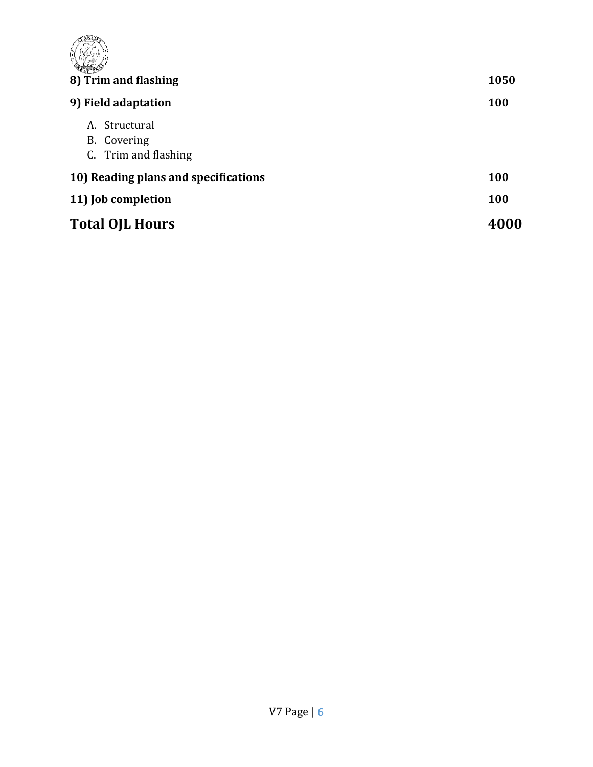| | |
|---|---|
| **8) Trim and flashing** | **1050** |
| **9) Field adaptation** | **100** |
| A. Structural<br>B. Covering<br>C. Trim and flashing | |
| **10) Reading plans and specifications** | **100** |
| **11) Job completion** | **100** |
| **Total OJL Hours** | **4000** |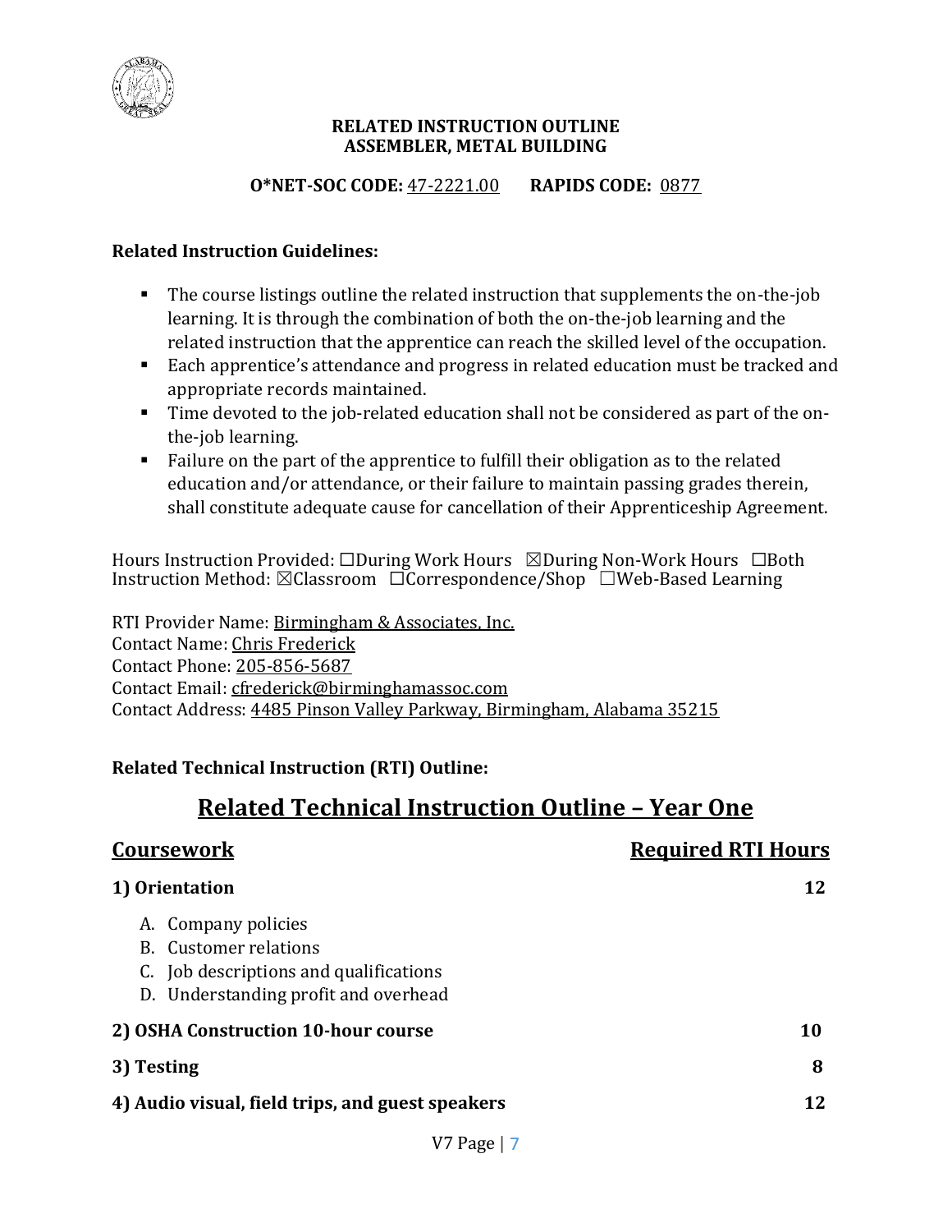**RELATED INSTRUCTION OUTLINE**
**ASSEMBLER, METAL BUILDING**

**O*NET-SOC CODE:** 47-2221.00 **RAPIDS CODE:** 0877

**Related Instruction Guidelines:**

- The course listings outline the related instruction that supplements the on-the-job learning. It is through the combination of both the on-the-job learning and the related instruction that the apprentice can reach the skilled level of the occupation.
- Each apprentice's attendance and progress in related education must be tracked and appropriate records maintained.
- Time devoted to the job-related education shall not be considered as part of the on-the-job learning.
- Failure on the part of the apprentice to fulfill their obligation as to the related education and/or attendance, or their failure to maintain passing grades therein, shall constitute adequate cause for cancellation of their Apprenticeship Agreement.

Hours Instruction Provided: ☐During Work Hours ☒During Non-Work Hours ☐Both
Instruction Method: ☒Classroom ☐Correspondence/Shop ☐Web-Based Learning

RTI Provider Name: Birmingham & Associates, Inc.
Contact Name: Chris Frederick
Contact Phone: 205-856-5687
Contact Email: cfrederick@birminghamassoc.com
Contact Address: 4485 Pinson Valley Parkway, Birmingham, Alabama 35215

**Related Technical Instruction (RTI) Outline:**

## Related Technical Instruction Outline – Year One

| Coursework | Required RTI Hours |
|---|---|
| **1) Orientation** | **12** |
| A. Company policies | |
| B. Customer relations | |
| C. Job descriptions and qualifications | |
| D. Understanding profit and overhead | |
| **2) OSHA Construction 10-hour course** | **10** |
| **3) Testing** | **8** |
| **4) Audio visual, field trips, and guest speakers** | **12** |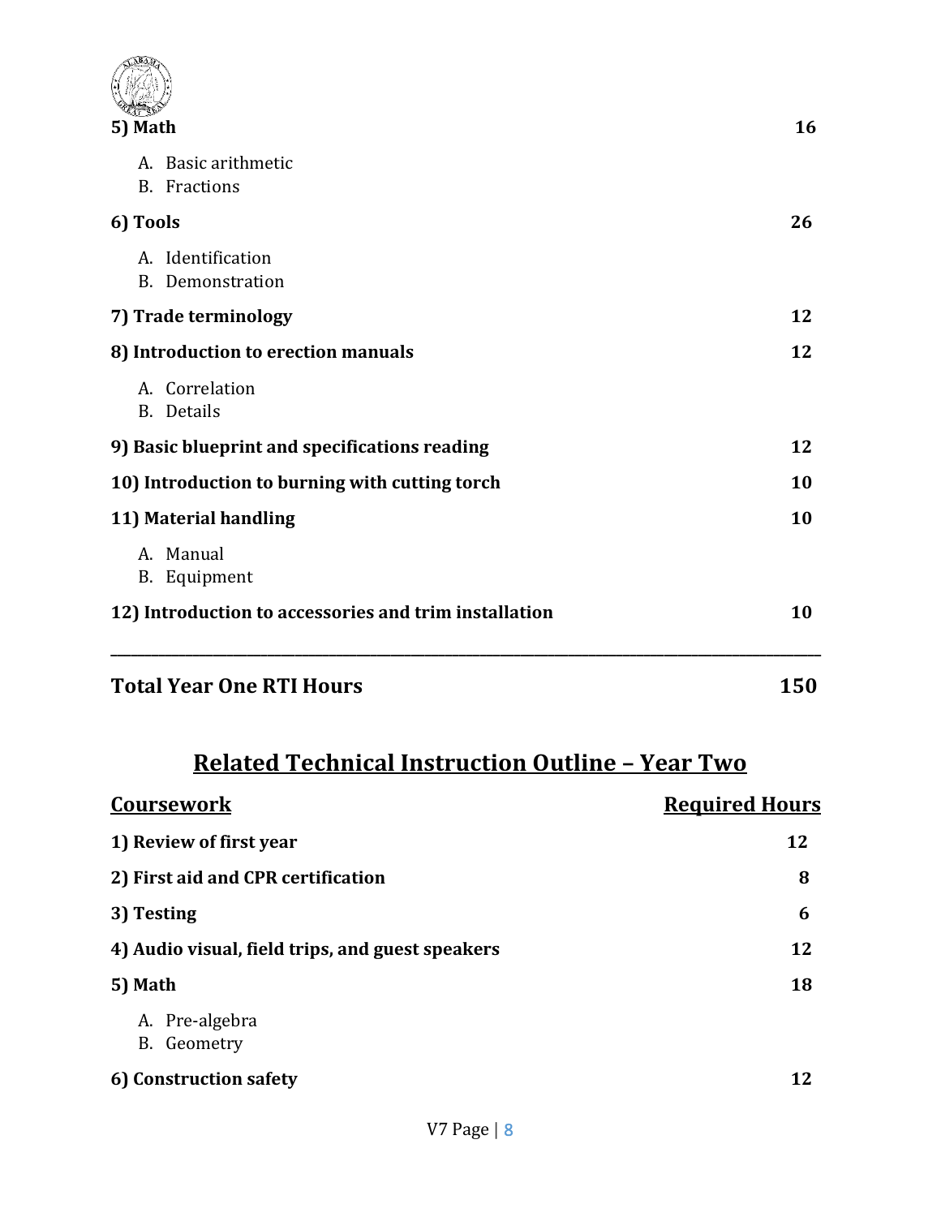**5) Math** 16

A. Basic arithmetic
B. Fractions

**6) Tools** 26

A. Identification
B. Demonstration

**7) Trade terminology** 12

**8) Introduction to erection manuals** 12

A. Correlation
B. Details

**9) Basic blueprint and specifications reading** 12

**10) Introduction to burning with cutting torch** 10

**11) Material handling** 10

A. Manual
B. Equipment

**12) Introduction to accessories and trim installation** 10

---

## Total Year One RTI Hours 150

## Related Technical Instruction Outline – Year Two

| Coursework | Required Hours |
|---|---|
| **1) Review of first year** | 12 |
| **2) First aid and CPR certification** | 8 |
| **3) Testing** | 6 |
| **4) Audio visual, field trips, and guest speakers** | 12 |
| **5) Math** | 18 |

A. Pre-algebra
B. Geometry

**6) Construction safety** 12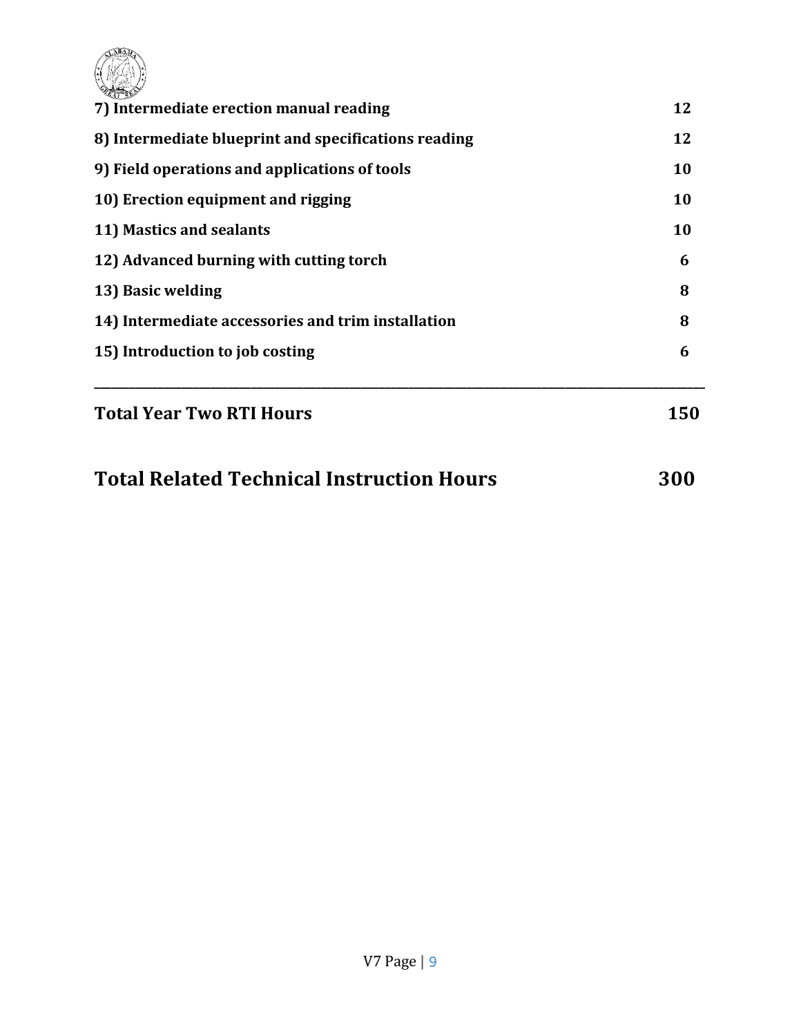| | |
|---|---|
| **7) Intermediate erection manual reading** | **12** |
| **8) Intermediate blueprint and specifications reading** | **12** |
| **9) Field operations and applications of tools** | **10** |
| **10) Erection equipment and rigging** | **10** |
| **11) Mastics and sealants** | **10** |
| **12) Advanced burning with cutting torch** | **6** |
| **13) Basic welding** | **8** |
| **14) Intermediate accessories and trim installation** | **8** |
| **15) Introduction to job costing** | **6** |

---

**Total Year Two RTI Hours** **150**

## Total Related Technical Instruction Hours 300